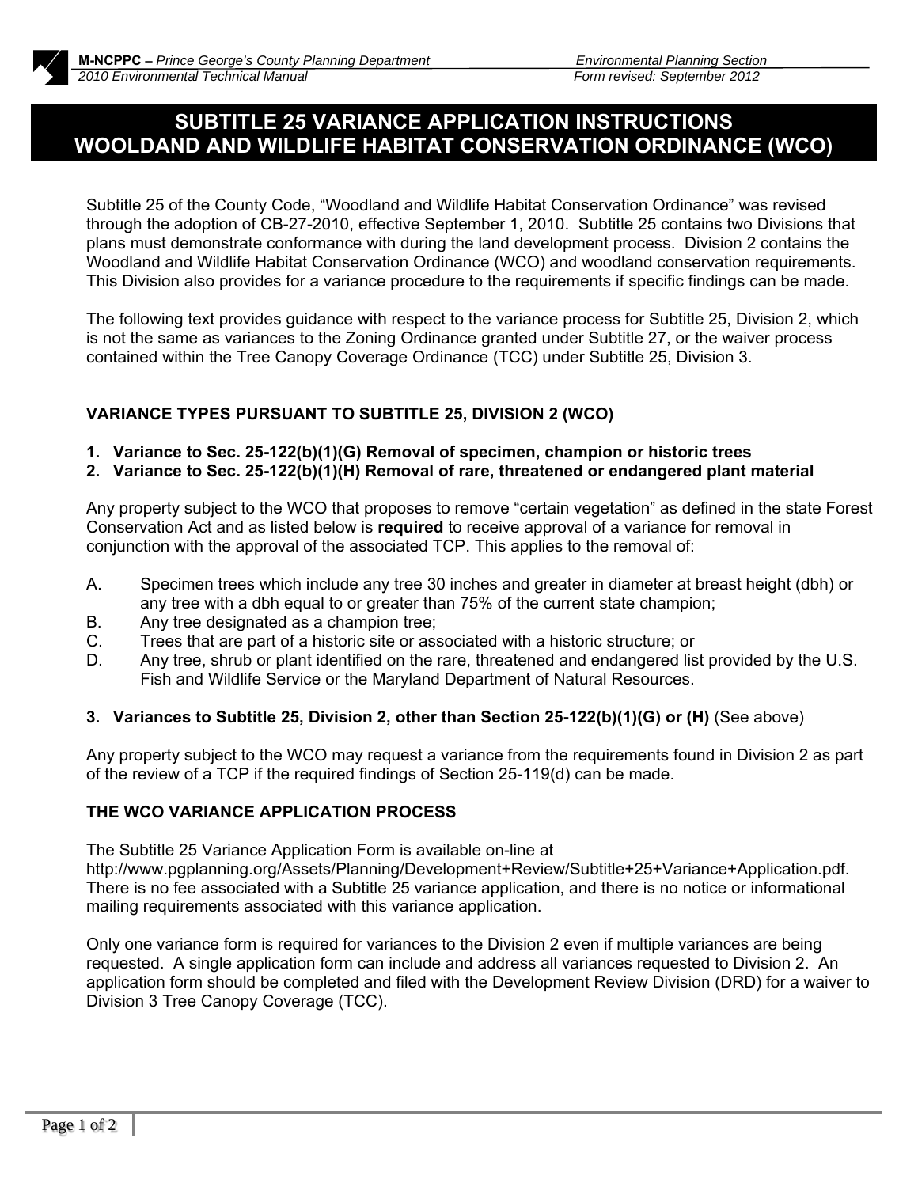# SUBTITLE 25 VARIANCE APPLICATION INSTRUCTIONS
# WOOLDAND AND WILDLIFE HABITAT CONSERVATION ORDINANCE (WCO)

Subtitle 25 of the County Code, "Woodland and Wildlife Habitat Conservation Ordinance" was revised through the adoption of CB-27-2010, effective September 1, 2010. Subtitle 25 contains two Divisions that plans must demonstrate conformance with during the land development process. Division 2 contains the Woodland and Wildlife Habitat Conservation Ordinance (WCO) and woodland conservation requirements. This Division also provides for a variance procedure to the requirements if specific findings can be made.

The following text provides guidance with respect to the variance process for Subtitle 25, Division 2, which is not the same as variances to the Zoning Ordinance granted under Subtitle 27, or the waiver process contained within the Tree Canopy Coverage Ordinance (TCC) under Subtitle 25, Division 3.

## VARIANCE TYPES PURSUANT TO SUBTITLE 25, DIVISION 2 (WCO)

1. **Variance to Sec. 25-122(b)(1)(G) Removal of specimen, champion or historic trees**
2. **Variance to Sec. 25-122(b)(1)(H) Removal of rare, threatened or endangered plant material**

Any property subject to the WCO that proposes to remove "certain vegetation" as defined in the state Forest Conservation Act and as listed below is **required** to receive approval of a variance for removal in conjunction with the approval of the associated TCP. This applies to the removal of:

A. Specimen trees which include any tree 30 inches and greater in diameter at breast height (dbh) or any tree with a dbh equal to or greater than 75% of the current state champion;
B. Any tree designated as a champion tree;
C. Trees that are part of a historic site or associated with a historic structure; or
D. Any tree, shrub or plant identified on the rare, threatened and endangered list provided by the U.S. Fish and Wildlife Service or the Maryland Department of Natural Resources.

3. **Variances to Subtitle 25, Division 2, other than Section 25-122(b)(1)(G) or (H)** (See above)

Any property subject to the WCO may request a variance from the requirements found in Division 2 as part of the review of a TCP if the required findings of Section 25-119(d) can be made.

## THE WCO VARIANCE APPLICATION PROCESS

The Subtitle 25 Variance Application Form is available on-line at http://www.pgplanning.org/Assets/Planning/Development+Review/Subtitle+25+Variance+Application.pdf. There is no fee associated with a Subtitle 25 variance application, and there is no notice or informational mailing requirements associated with this variance application.

Only one variance form is required for variances to the Division 2 even if multiple variances are being requested. A single application form can include and address all variances requested to Division 2. An application form should be completed and filed with the Development Review Division (DRD) for a waiver to Division 3 Tree Canopy Coverage (TCC).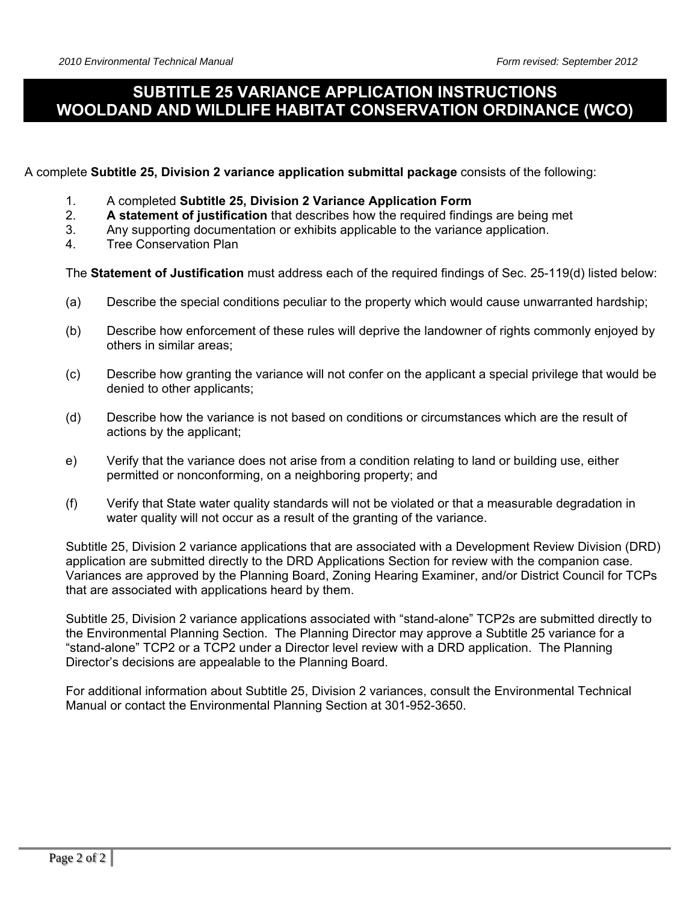# SUBTITLE 25 VARIANCE APPLICATION INSTRUCTIONS WOOLDAND AND WILDLIFE HABITAT CONSERVATION ORDINANCE (WCO)

A complete **Subtitle 25, Division 2 variance application submittal package** consists of the following:

1. A completed **Subtitle 25, Division 2 Variance Application Form**
2. **A statement of justification** that describes how the required findings are being met
3. Any supporting documentation or exhibits applicable to the variance application.
4. Tree Conservation Plan

The **Statement of Justification** must address each of the required findings of Sec. 25-119(d) listed below:

(a) Describe the special conditions peculiar to the property which would cause unwarranted hardship;

(b) Describe how enforcement of these rules will deprive the landowner of rights commonly enjoyed by others in similar areas;

(c) Describe how granting the variance will not confer on the applicant a special privilege that would be denied to other applicants;

(d) Describe how the variance is not based on conditions or circumstances which are the result of actions by the applicant;

e) Verify that the variance does not arise from a condition relating to land or building use, either permitted or nonconforming, on a neighboring property; and

(f) Verify that State water quality standards will not be violated or that a measurable degradation in water quality will not occur as a result of the granting of the variance.

Subtitle 25, Division 2 variance applications that are associated with a Development Review Division (DRD) application are submitted directly to the DRD Applications Section for review with the companion case. Variances are approved by the Planning Board, Zoning Hearing Examiner, and/or District Council for TCPs that are associated with applications heard by them.

Subtitle 25, Division 2 variance applications associated with "stand-alone" TCP2s are submitted directly to the Environmental Planning Section. The Planning Director may approve a Subtitle 25 variance for a "stand-alone" TCP2 or a TCP2 under a Director level review with a DRD application. The Planning Director's decisions are appealable to the Planning Board.

For additional information about Subtitle 25, Division 2 variances, consult the Environmental Technical Manual or contact the Environmental Planning Section at 301-952-3650.